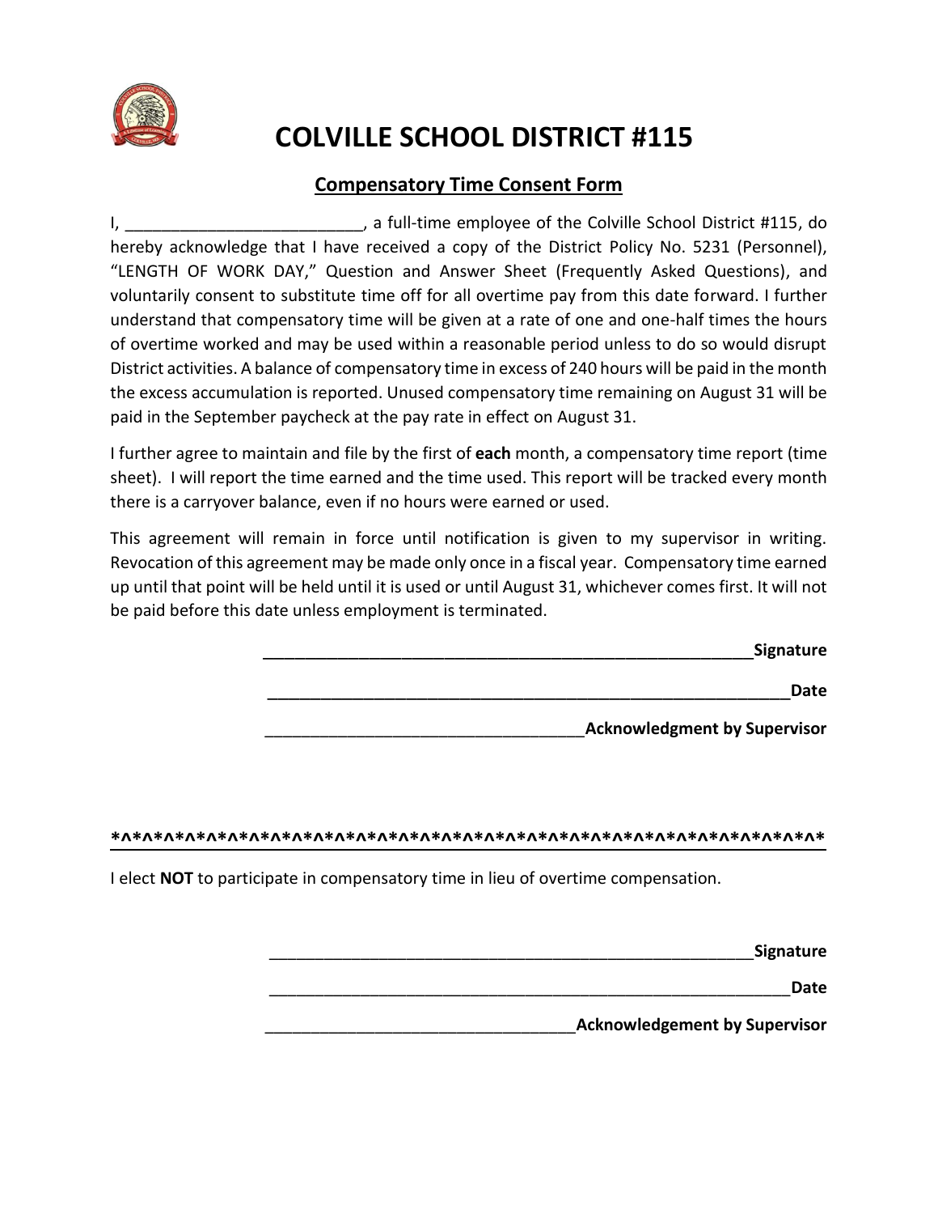# COLVILLE SCHOOL DISTRICT #115

## Compensatory Time Consent Form

I, __________________________, a full-time employee of the Colville School District #115, do hereby acknowledge that I have received a copy of the District Policy No. 5231 (Personnel), "LENGTH OF WORK DAY," Question and Answer Sheet (Frequently Asked Questions), and voluntarily consent to substitute time off for all overtime pay from this date forward. I further understand that compensatory time will be given at a rate of one and one-half times the hours of overtime worked and may be used within a reasonable period unless to do so would disrupt District activities. A balance of compensatory time in excess of 240 hours will be paid in the month the excess accumulation is reported. Unused compensatory time remaining on August 31 will be paid in the September paycheck at the pay rate in effect on August 31.

I further agree to maintain and file by the first of **each** month, a compensatory time report (time sheet). I will report the time earned and the time used. This report will be tracked every month there is a carryover balance, even if no hours were earned or used.

This agreement will remain in force until notification is given to my supervisor in writing. Revocation of this agreement may be made only once in a fiscal year. Compensatory time earned up until that point will be held until it is used or until August 31, whichever comes first. It will not be paid before this date unless employment is terminated.

_________________________________________________________**Signature**

_____________________________________________________________**Date**

_____________________________________**Acknowledgment by Supervisor**

**\*^\*^\*^\*^\*^\*^\*^\*^\*^\*^\*^\*^\*^\*^\*^\*^\*^\*^\*^\*^\*^\*^\*^\*^\*^\*^\*^\*^\*^\*^\*^\*^\*^\*^\*^\*^\*^\***

I elect **NOT** to participate in compensatory time in lieu of overtime compensation.

_________________________________________________________**Signature**

_____________________________________________________________**Date**

____________________________________**Acknowledgement by Supervisor**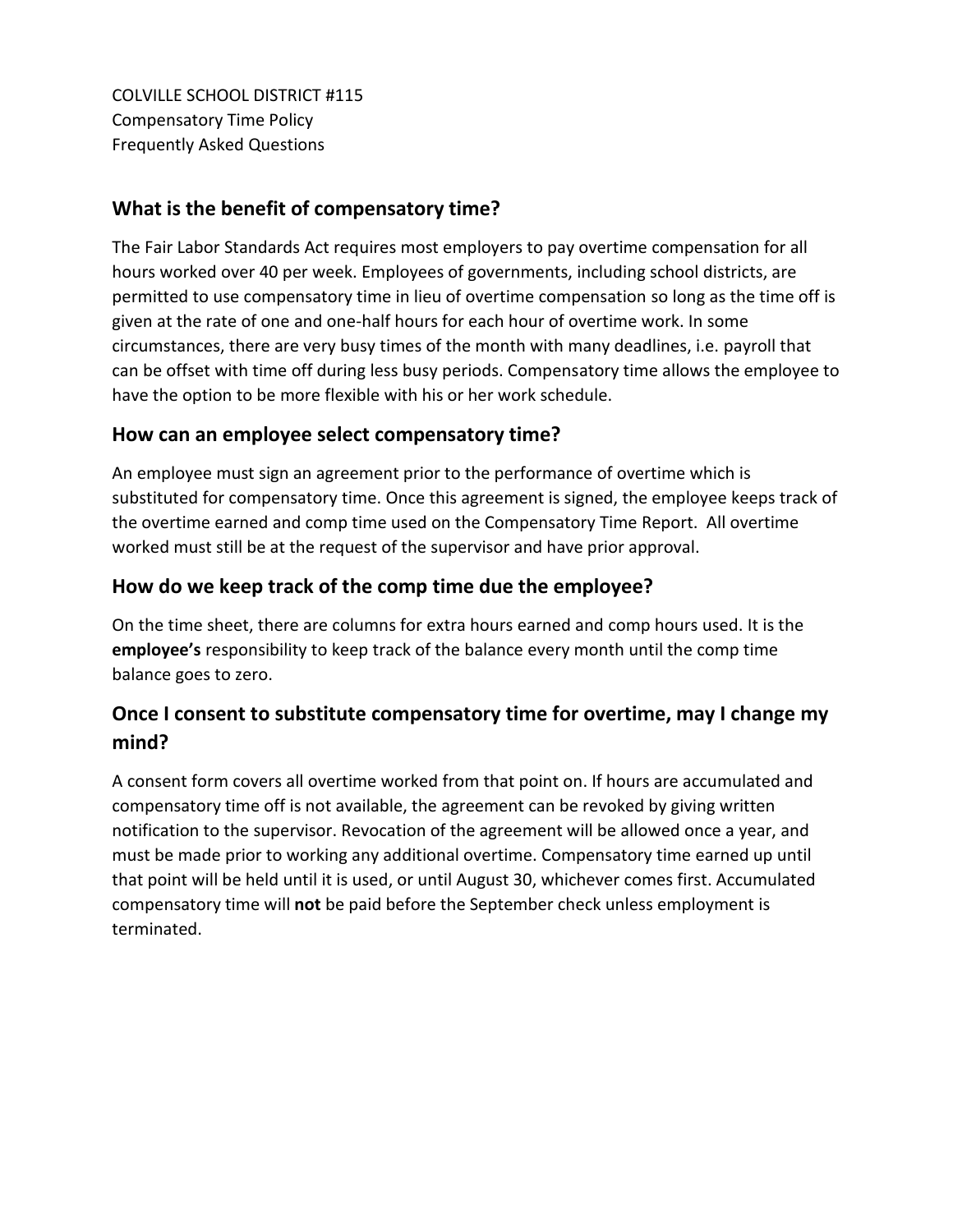COLVILLE SCHOOL DISTRICT #115
Compensatory Time Policy
Frequently Asked Questions

## What is the benefit of compensatory time?

The Fair Labor Standards Act requires most employers to pay overtime compensation for all hours worked over 40 per week. Employees of governments, including school districts, are permitted to use compensatory time in lieu of overtime compensation so long as the time off is given at the rate of one and one-half hours for each hour of overtime work. In some circumstances, there are very busy times of the month with many deadlines, i.e. payroll that can be offset with time off during less busy periods. Compensatory time allows the employee to have the option to be more flexible with his or her work schedule.

## How can an employee select compensatory time?

An employee must sign an agreement prior to the performance of overtime which is substituted for compensatory time. Once this agreement is signed, the employee keeps track of the overtime earned and comp time used on the Compensatory Time Report. All overtime worked must still be at the request of the supervisor and have prior approval.

## How do we keep track of the comp time due the employee?

On the time sheet, there are columns for extra hours earned and comp hours used. It is the **employee's** responsibility to keep track of the balance every month until the comp time balance goes to zero.

## Once I consent to substitute compensatory time for overtime, may I change my mind?

A consent form covers all overtime worked from that point on. If hours are accumulated and compensatory time off is not available, the agreement can be revoked by giving written notification to the supervisor. Revocation of the agreement will be allowed once a year, and must be made prior to working any additional overtime. Compensatory time earned up until that point will be held until it is used, or until August 30, whichever comes first. Accumulated compensatory time will **not** be paid before the September check unless employment is terminated.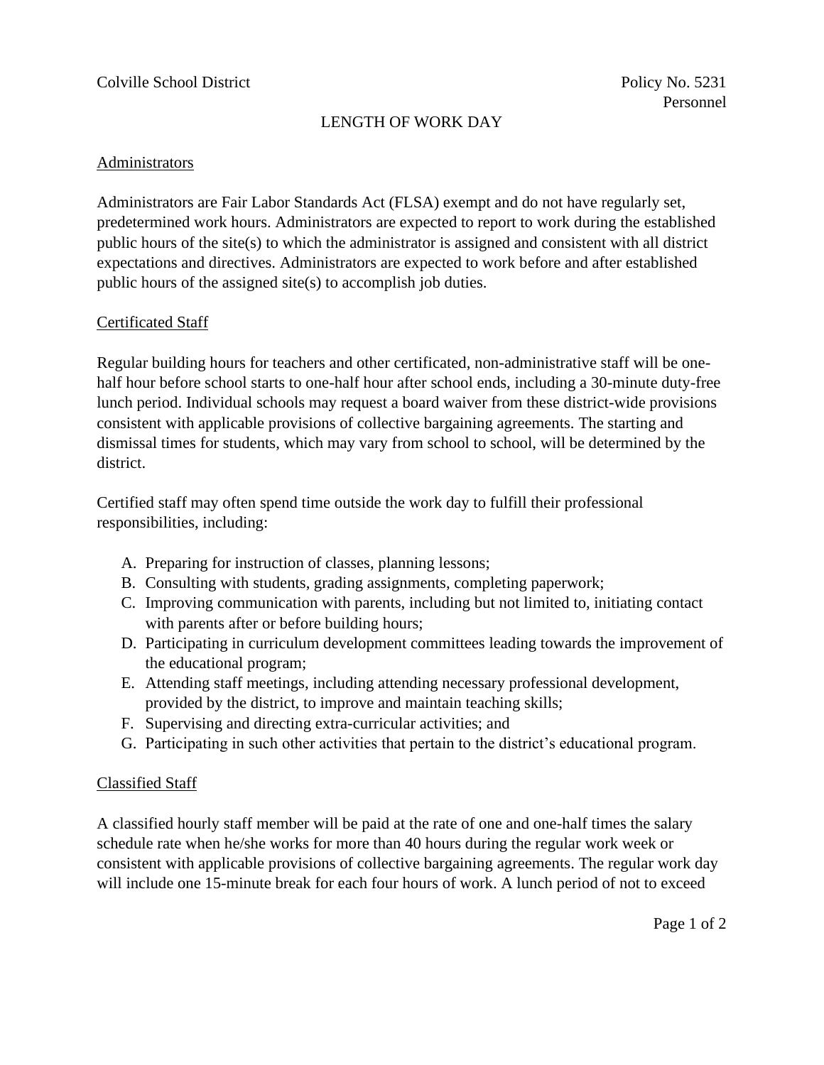Colville School District

Policy No. 5231
Personnel

# LENGTH OF WORK DAY

## Administrators

Administrators are Fair Labor Standards Act (FLSA) exempt and do not have regularly set, predetermined work hours. Administrators are expected to report to work during the established public hours of the site(s) to which the administrator is assigned and consistent with all district expectations and directives. Administrators are expected to work before and after established public hours of the assigned site(s) to accomplish job duties.

## Certificated Staff

Regular building hours for teachers and other certificated, non-administrative staff will be one-half hour before school starts to one-half hour after school ends, including a 30-minute duty-free lunch period. Individual schools may request a board waiver from these district-wide provisions consistent with applicable provisions of collective bargaining agreements. The starting and dismissal times for students, which may vary from school to school, will be determined by the district.

Certified staff may often spend time outside the work day to fulfill their professional responsibilities, including:

A. Preparing for instruction of classes, planning lessons;
B. Consulting with students, grading assignments, completing paperwork;
C. Improving communication with parents, including but not limited to, initiating contact with parents after or before building hours;
D. Participating in curriculum development committees leading towards the improvement of the educational program;
E. Attending staff meetings, including attending necessary professional development, provided by the district, to improve and maintain teaching skills;
F. Supervising and directing extra-curricular activities; and
G. Participating in such other activities that pertain to the district's educational program.

## Classified Staff

A classified hourly staff member will be paid at the rate of one and one-half times the salary schedule rate when he/she works for more than 40 hours during the regular work week or consistent with applicable provisions of collective bargaining agreements. The regular work day will include one 15-minute break for each four hours of work. A lunch period of not to exceed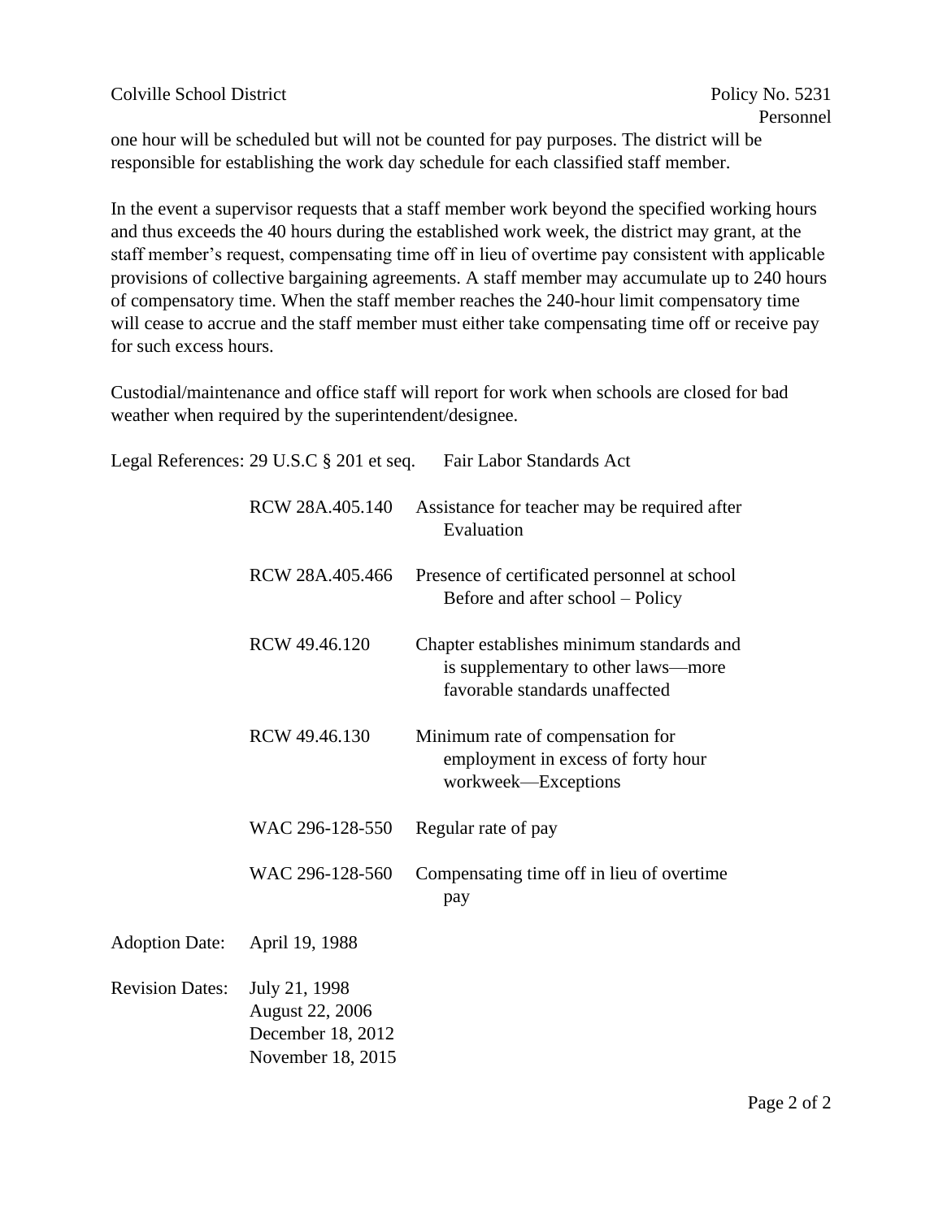one hour will be scheduled but will not be counted for pay purposes. The district will be responsible for establishing the work day schedule for each classified staff member.

In the event a supervisor requests that a staff member work beyond the specified working hours and thus exceeds the 40 hours during the established work week, the district may grant, at the staff member's request, compensating time off in lieu of overtime pay consistent with applicable provisions of collective bargaining agreements. A staff member may accumulate up to 240 hours of compensatory time. When the staff member reaches the 240-hour limit compensatory time will cease to accrue and the staff member must either take compensating time off or receive pay for such excess hours.

Custodial/maintenance and office staff will report for work when schools are closed for bad weather when required by the superintendent/designee.

| | | |
|---|---|---|
| Legal References: | 29 U.S.C § 201 et seq. | Fair Labor Standards Act |
| | RCW 28A.405.140 | Assistance for teacher may be required after Evaluation |
| | RCW 28A.405.466 | Presence of certificated personnel at school Before and after school – Policy |
| | RCW 49.46.120 | Chapter establishes minimum standards and is supplementary to other laws—more favorable standards unaffected |
| | RCW 49.46.130 | Minimum rate of compensation for employment in excess of forty hour workweek—Exceptions |
| | WAC 296-128-550 | Regular rate of pay |
| | WAC 296-128-560 | Compensating time off in lieu of overtime pay |

Adoption Date: April 19, 1988

Revision Dates: July 21, 1998
August 22, 2006
December 18, 2012
November 18, 2015